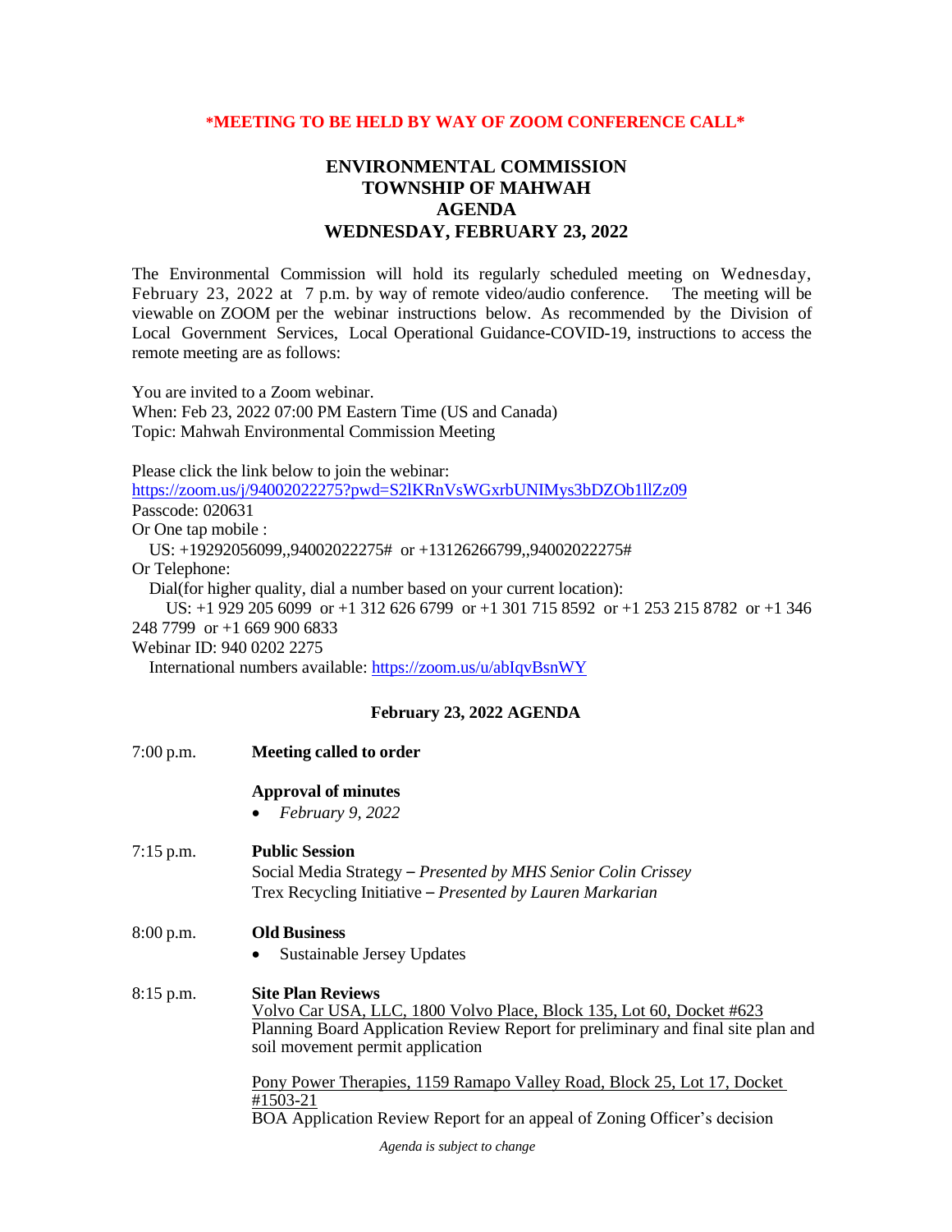**\*MEETING TO BE HELD BY WAY OF ZOOM CONFERENCE CALL\***

# ENVIRONMENTAL COMMISSION
# TOWNSHIP OF MAHWAH
# AGENDA
# WEDNESDAY, FEBRUARY 23, 2022

The Environmental Commission will hold its regularly scheduled meeting on Wednesday, February 23, 2022 at 7 p.m. by way of remote video/audio conference. The meeting will be viewable on ZOOM per the webinar instructions below. As recommended by the Division of Local Government Services, Local Operational Guidance-COVID-19, instructions to access the remote meeting are as follows:

You are invited to a Zoom webinar.
When: Feb 23, 2022 07:00 PM Eastern Time (US and Canada)
Topic: Mahwah Environmental Commission Meeting

Please click the link below to join the webinar:
https://zoom.us/j/94002022275?pwd=S2lKRnVsWGxrbUNIMys3bDZOb1llZz09
Passcode: 020631
Or One tap mobile :
US: +19292056099,,94002022275# or +13126266799,,94002022275#
Or Telephone:
Dial(for higher quality, dial a number based on your current location):
US: +1 929 205 6099 or +1 312 626 6799 or +1 301 715 8592 or +1 253 215 8782 or +1 346 248 7799 or +1 669 900 6833
Webinar ID: 940 0202 2275
International numbers available: https://zoom.us/u/abIqvBsnWY

### February 23, 2022 AGENDA

7:00 p.m. **Meeting called to order**

**Approval of minutes**
- *February 9, 2022*

7:15 p.m. **Public Session**
Social Media Strategy – *Presented by MHS Senior Colin Crissey*
Trex Recycling Initiative – *Presented by Lauren Markarian*

8:00 p.m. **Old Business**
- Sustainable Jersey Updates

8:15 p.m. **Site Plan Reviews**
Volvo Car USA, LLC, 1800 Volvo Place, Block 135, Lot 60, Docket #623
Planning Board Application Review Report for preliminary and final site plan and soil movement permit application

Pony Power Therapies, 1159 Ramapo Valley Road, Block 25, Lot 17, Docket #1503-21
BOA Application Review Report for an appeal of Zoning Officer's decision

*Agenda is subject to change*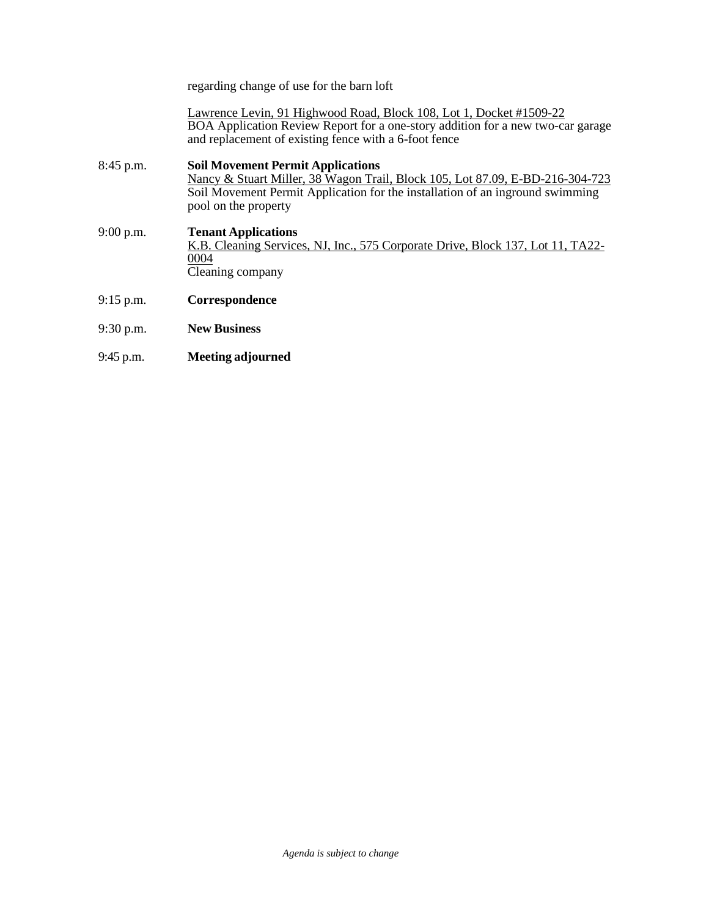regarding change of use for the barn loft

Lawrence Levin, 91 Highwood Road, Block 108, Lot 1, Docket #1509-22
BOA Application Review Report for a one-story addition for a new two-car garage and replacement of existing fence with a 6-foot fence

8:45 p.m. **Soil Movement Permit Applications**
Nancy & Stuart Miller, 38 Wagon Trail, Block 105, Lot 87.09, E-BD-216-304-723
Soil Movement Permit Application for the installation of an inground swimming pool on the property

9:00 p.m. **Tenant Applications**
K.B. Cleaning Services, NJ, Inc., 575 Corporate Drive, Block 137, Lot 11, TA22-0004
Cleaning company

9:15 p.m. **Correspondence**

9:30 p.m. **New Business**

9:45 p.m. **Meeting adjourned**

*Agenda is subject to change*